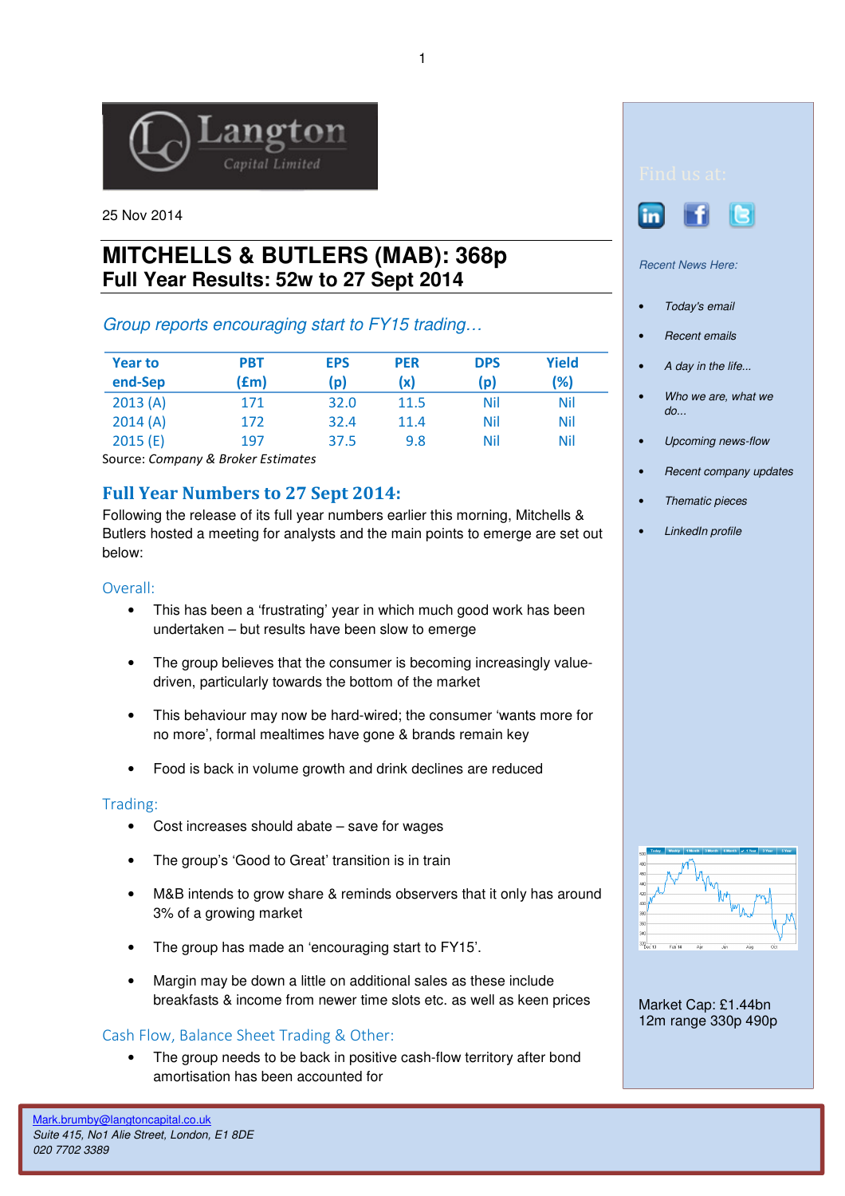Langton Capital Limited

25 Nov 2014

# MITCHELLS & BUTLERS (MAB): 368p
## Full Year Results: 52w to 27 Sept 2014

*Group reports encouraging start to FY15 trading…*

| Year to end-Sep | PBT (£m) | EPS (p) | PER (x) | DPS (p) | Yield (%) |
|---|---|---|---|---|---|
| 2013 (A) | 171 | 32.0 | 11.5 | Nil | Nil |
| 2014 (A) | 172 | 32.4 | 11.4 | Nil | Nil |
| 2015 (E) | 197 | 37.5 | 9.8 | Nil | Nil |

Source: *Company & Broker Estimates*

## Full Year Numbers to 27 Sept 2014:

Following the release of its full year numbers earlier this morning, Mitchells & Butlers hosted a meeting for analysts and the main points to emerge are set out below:

### Overall:

- This has been a 'frustrating' year in which much good work has been undertaken – but results have been slow to emerge
- The group believes that the consumer is becoming increasingly value-driven, particularly towards the bottom of the market
- This behaviour may now be hard-wired; the consumer 'wants more for no more', formal mealtimes have gone & brands remain key
- Food is back in volume growth and drink declines are reduced

### Trading:

- Cost increases should abate – save for wages
- The group's 'Good to Great' transition is in train
- M&B intends to grow share & reminds observers that it only has around 3% of a growing market
- The group has made an 'encouraging start to FY15'.
- Margin may be down a little on additional sales as these include breakfasts & income from newer time slots etc. as well as keen prices

### Cash Flow, Balance Sheet Trading & Other:

- The group needs to be back in positive cash-flow territory after bond amortisation has been accounted for

Find us at:

*Recent News Here:*

- *Today's email*
- *Recent emails*
- *A day in the life...*
- *Who we are, what we do...*
- *Upcoming news-flow*
- *Recent company updates*
- *Thematic pieces*
- *LinkedIn profile*

Market Cap: £1.44bn
12m range 330p 490p

Mark.brumby@langtoncapital.co.uk
*Suite 415, No1 Alie Street, London, E1 8DE*
*020 7702 3389*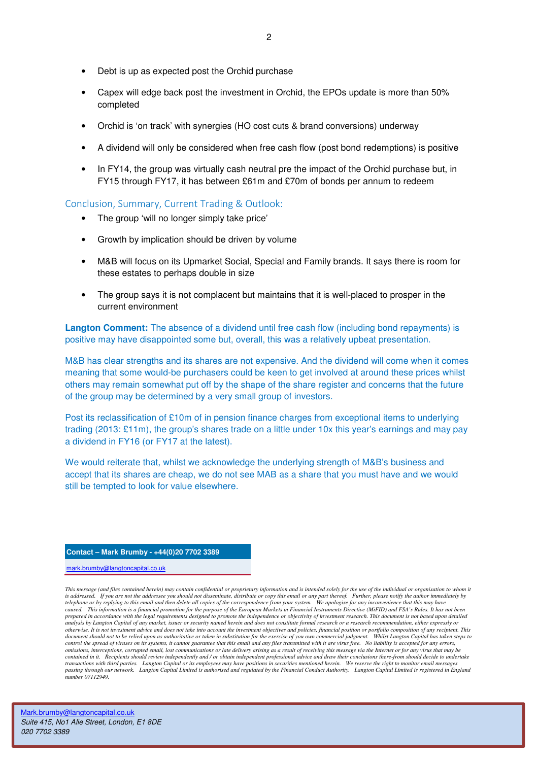- Debt is up as expected post the Orchid purchase
- Capex will edge back post the investment in Orchid, the EPOs update is more than 50% completed
- Orchid is 'on track' with synergies (HO cost cuts & brand conversions) underway
- A dividend will only be considered when free cash flow (post bond redemptions) is positive
- In FY14, the group was virtually cash neutral pre the impact of the Orchid purchase but, in FY15 through FY17, it has between £61m and £70m of bonds per annum to redeem

## Conclusion, Summary, Current Trading & Outlook:

- The group 'will no longer simply take price'
- Growth by implication should be driven by volume
- M&B will focus on its Upmarket Social, Special and Family brands. It says there is room for these estates to perhaps double in size
- The group says it is not complacent but maintains that it is well-placed to prosper in the current environment

**Langton Comment:** The absence of a dividend until free cash flow (including bond repayments) is positive may have disappointed some but, overall, this was a relatively upbeat presentation.

M&B has clear strengths and its shares are not expensive. And the dividend will come when it comes meaning that some would-be purchasers could be keen to get involved at around these prices whilst others may remain somewhat put off by the shape of the share register and concerns that the future of the group may be determined by a very small group of investors.

Post its reclassification of £10m of in pension finance charges from exceptional items to underlying trading (2013: £11m), the group's shares trade on a little under 10x this year's earnings and may pay a dividend in FY16 (or FY17 at the latest).

We would reiterate that, whilst we acknowledge the underlying strength of M&B's business and accept that its shares are cheap, we do not see MAB as a share that you must have and we would still be tempted to look for value elsewhere.

**Contact – Mark Brumby - +44(0)20 7702 3389**

mark.brumby@langtoncapital.co.uk

*This message (and files contained herein) may contain confidential or proprietary information and is intended solely for the use of the individual or organisation to whom it is addressed. If you are not the addressee you should not disseminate, distribute or copy this email or any part thereof. Further, please notify the author immediately by telephone or by replying to this email and then delete all copies of the correspondence from your system. We apologise for any inconvenience that this may have caused. This information is a financial promotion for the purpose of the European Markets in Financial Instruments Directive (MiFID) and FSA's Rules. It has not been prepared in accordance with the legal requirements designed to promote the independence or objectivity of investment research. This document is not based upon detailed analysis by Langton Capital of any market, issuer or security named herein and does not constitute formal research or a research recommendation, either expressly or otherwise. It is not investment advice and does not take into account the investment objectives and policies, financial position or portfolio composition of any recipient. This document should not to be relied upon as authoritative or taken in substitution for the exercise of you own commercial judgment. Whilst Langton Capital has taken steps to control the spread of viruses on its systems, it cannot guarantee that this email and any files transmitted with it are virus free. No liability is accepted for any errors, omissions, interceptions, corrupted email, lost communications or late delivery arising as a result of receiving this message via the Internet or for any virus that may be contained in it. Recipients should review independently and / or obtain independent professional advice and draw their conclusions there-from should decide to undertake transactions with third parties. Langton Capital or its employees may have positions in securities mentioned herein. We reserve the right to monitor email messages passing through our network. Langton Capital Limited is authorised and regulated by the Financial Conduct Authority. Langton Capital Limited is registered in England number 07112949.*

Mark.brumby@langtoncapital.co.uk
*Suite 415, No1 Alie Street, London, E1 8DE*
*020 7702 3389*